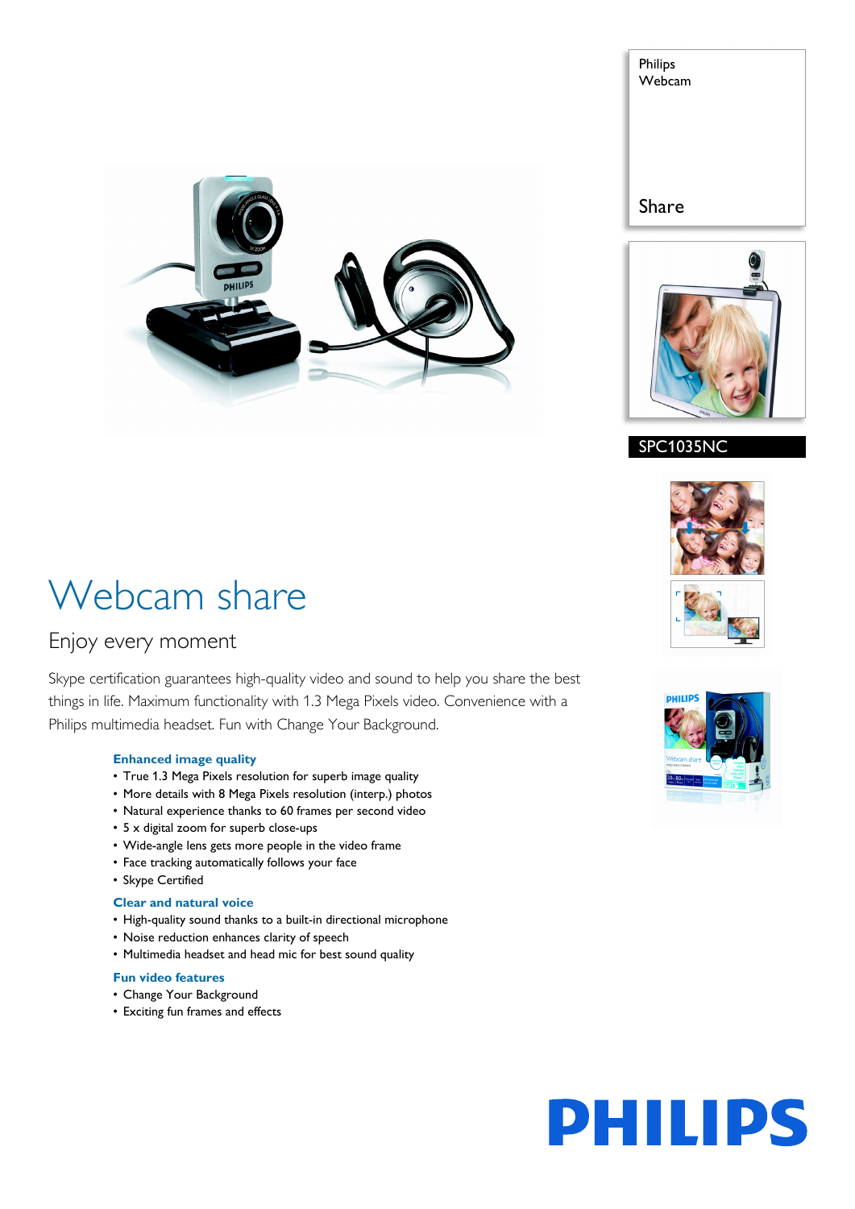Philips
Webcam

Share

SPC1035NC

# Webcam share

## Enjoy every moment

Skype certification guarantees high-quality video and sound to help you share the best things in life. Maximum functionality with 1.3 Mega Pixels video. Convenience with a Philips multimedia headset. Fun with Change Your Background.

### Enhanced image quality

- True 1.3 Mega Pixels resolution for superb image quality
- More details with 8 Mega Pixels resolution (interp.) photos
- Natural experience thanks to 60 frames per second video
- 5 x digital zoom for superb close-ups
- Wide-angle lens gets more people in the video frame
- Face tracking automatically follows your face
- Skype Certified

### Clear and natural voice

- High-quality sound thanks to a built-in directional microphone
- Noise reduction enhances clarity of speech
- Multimedia headset and head mic for best sound quality

### Fun video features

- Change Your Background
- Exciting fun frames and effects

PHILIPS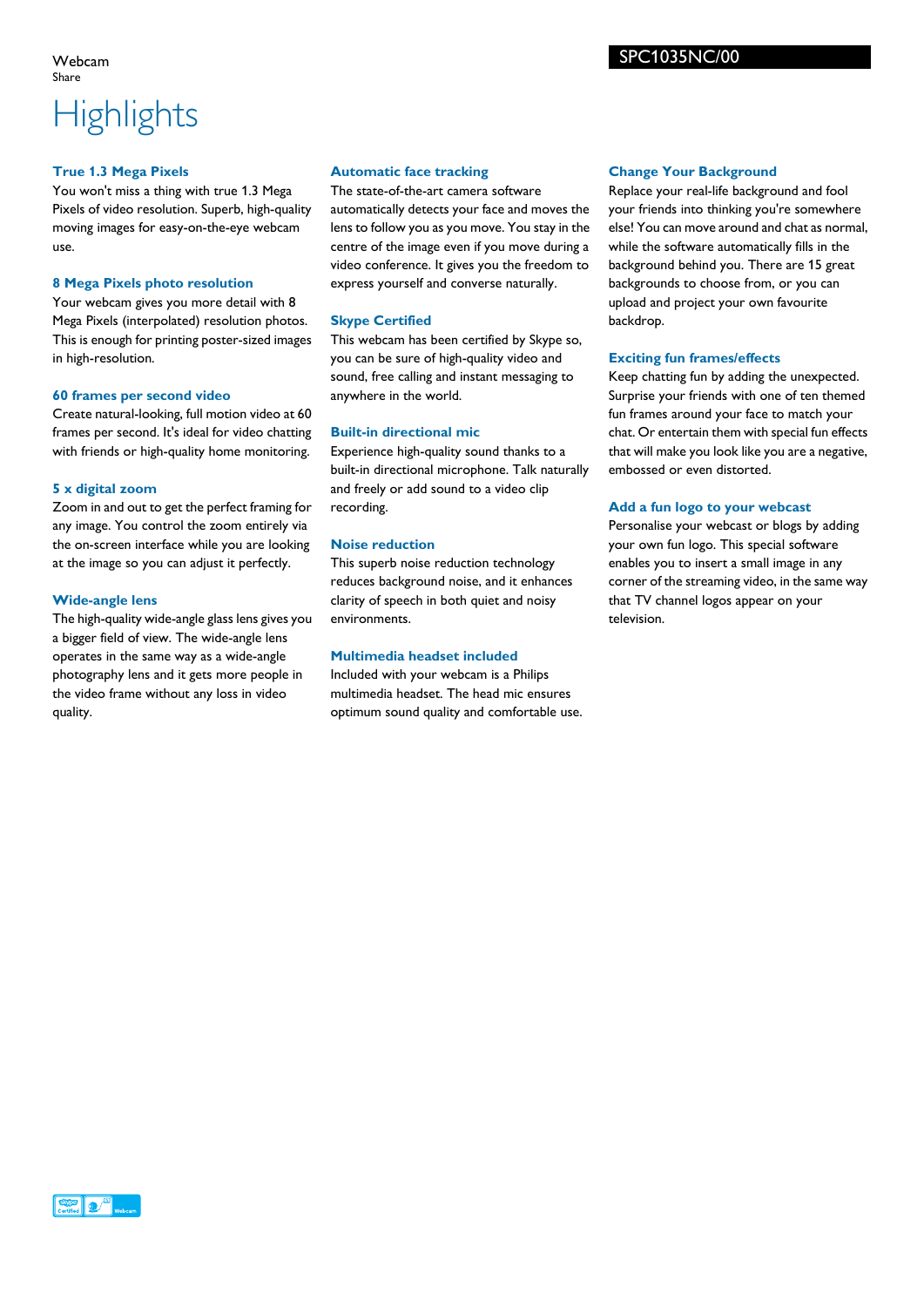Webcam
Share

SPC1035NC/00

# Highlights

### True 1.3 Mega Pixels
You won't miss a thing with true 1.3 Mega Pixels of video resolution. Superb, high-quality moving images for easy-on-the-eye webcam use.

### 8 Mega Pixels photo resolution
Your webcam gives you more detail with 8 Mega Pixels (interpolated) resolution photos. This is enough for printing poster-sized images in high-resolution.

### 60 frames per second video
Create natural-looking, full motion video at 60 frames per second. It's ideal for video chatting with friends or high-quality home monitoring.

### 5 x digital zoom
Zoom in and out to get the perfect framing for any image. You control the zoom entirely via the on-screen interface while you are looking at the image so you can adjust it perfectly.

### Wide-angle lens
The high-quality wide-angle glass lens gives you a bigger field of view. The wide-angle lens operates in the same way as a wide-angle photography lens and it gets more people in the video frame without any loss in video quality.

### Automatic face tracking
The state-of-the-art camera software automatically detects your face and moves the lens to follow you as you move. You stay in the centre of the image even if you move during a video conference. It gives you the freedom to express yourself and converse naturally.

### Skype Certified
This webcam has been certified by Skype so, you can be sure of high-quality video and sound, free calling and instant messaging to anywhere in the world.

### Built-in directional mic
Experience high-quality sound thanks to a built-in directional microphone. Talk naturally and freely or add sound to a video clip recording.

### Noise reduction
This superb noise reduction technology reduces background noise, and it enhances clarity of speech in both quiet and noisy environments.

### Multimedia headset included
Included with your webcam is a Philips multimedia headset. The head mic ensures optimum sound quality and comfortable use.

### Change Your Background
Replace your real-life background and fool your friends into thinking you're somewhere else! You can move around and chat as normal, while the software automatically fills in the background behind you. There are 15 great backgrounds to choose from, or you can upload and project your own favourite backdrop.

### Exciting fun frames/effects
Keep chatting fun by adding the unexpected. Surprise your friends with one of ten themed fun frames around your face to match your chat. Or entertain them with special fun effects that will make you look like you are a negative, embossed or even distorted.

### Add a fun logo to your webcast
Personalise your webcast or blogs by adding your own fun logo. This special software enables you to insert a small image in any corner of the streaming video, in the same way that TV channel logos appear on your television.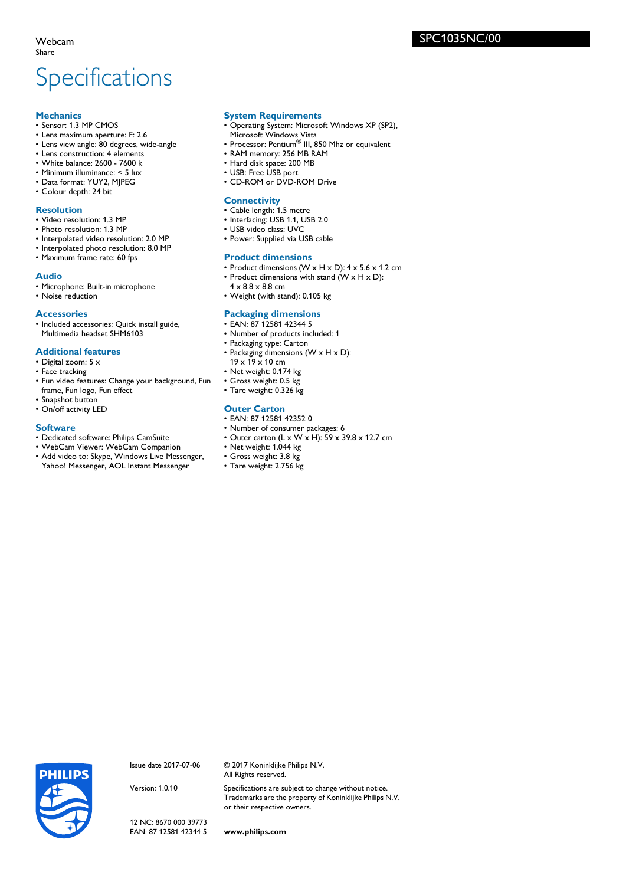Webcam

Share

SPC1035NC/00

# Specifications

## Mechanics

- Sensor: 1.3 MP CMOS
- Lens maximum aperture: F: 2.6
- Lens view angle: 80 degrees, wide-angle
- Lens construction: 4 elements
- White balance: 2600 - 7600 k
- Minimum illuminance: < 5 lux
- Data format: YUY2, MJPEG
- Colour depth: 24 bit

## Resolution

- Video resolution: 1.3 MP
- Photo resolution: 1.3 MP
- Interpolated video resolution: 2.0 MP
- Interpolated photo resolution: 8.0 MP
- Maximum frame rate: 60 fps

## Audio

- Microphone: Built-in microphone
- Noise reduction

## Accessories

- Included accessories: Quick install guide, Multimedia headset SHM6103

## Additional features

- Digital zoom: 5 x
- Face tracking
- Fun video features: Change your background, Fun frame, Fun logo, Fun effect
- Snapshot button
- On/off activity LED

## Software

- Dedicated software: Philips CamSuite
- WebCam Viewer: WebCam Companion
- Add video to: Skype, Windows Live Messenger, Yahoo! Messenger, AOL Instant Messenger

## System Requirements

- Operating System: Microsoft Windows XP (SP2), Microsoft Windows Vista
- Processor: Pentium® III, 850 Mhz or equivalent
- RAM memory: 256 MB RAM
- Hard disk space: 200 MB
- USB: Free USB port
- CD-ROM or DVD-ROM Drive

## Connectivity

- Cable length: 1.5 metre
- Interfacing: USB 1.1, USB 2.0
- USB video class: UVC
- Power: Supplied via USB cable

## Product dimensions

- Product dimensions (W x H x D): 4 x 5.6 x 1.2 cm
- Product dimensions with stand (W x H x D): 4 x 8.8 x 8.8 cm
- Weight (with stand): 0.105 kg

## Packaging dimensions

- EAN: 87 12581 42344 5
- Number of products included: 1
- Packaging type: Carton
- Packaging dimensions (W x H x D): 19 x 19 x 10 cm
- Net weight: 0.174 kg
- Gross weight: 0.5 kg
- Tare weight: 0.326 kg

## Outer Carton

- EAN: 87 12581 42352 0
- Number of consumer packages: 6
- Outer carton (L x W x H): 59 x 39.8 x 12.7 cm
- Net weight: 1.044 kg
- Gross weight: 3.8 kg
- Tare weight: 2.756 kg

PHILIPS

Issue date 2017-07-06

Version: 1.0.10

12 NC: 8670 000 39773
EAN: 87 12581 42344 5

© 2017 Koninklijke Philips N.V.
All Rights reserved.

Specifications are subject to change without notice. Trademarks are the property of Koninklijke Philips N.V. or their respective owners.

**www.philips.com**